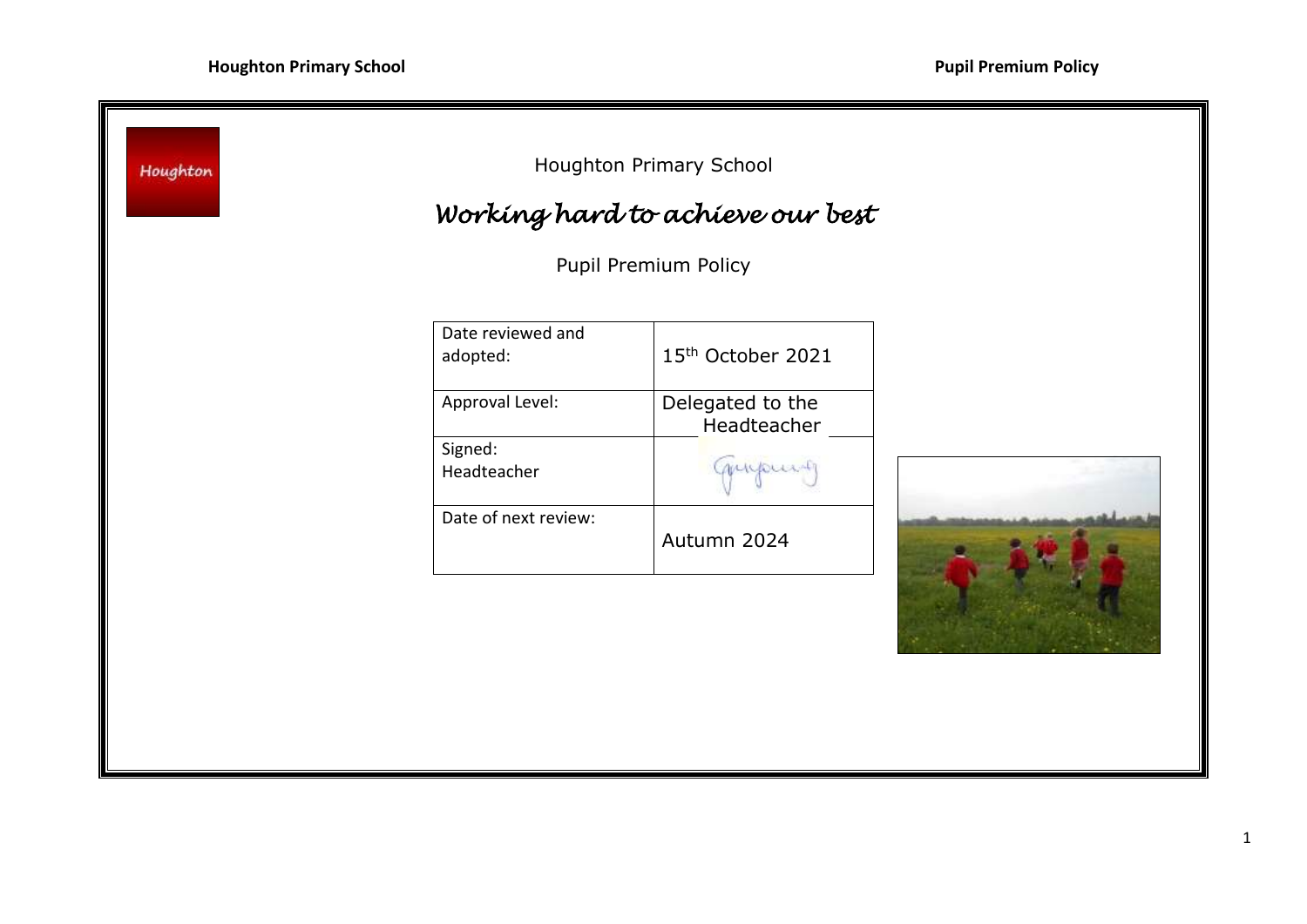Houghton Primary School

# *Working hard to achieve our best*

## Pupil Premium Policy

| Date reviewed and adopted: | 15th October 2021 |
| --- | --- |
| Approval Level: | Delegated to the Headteacher |
| Signed: Headteacher | |
| Date of next review: | Autumn 2024 |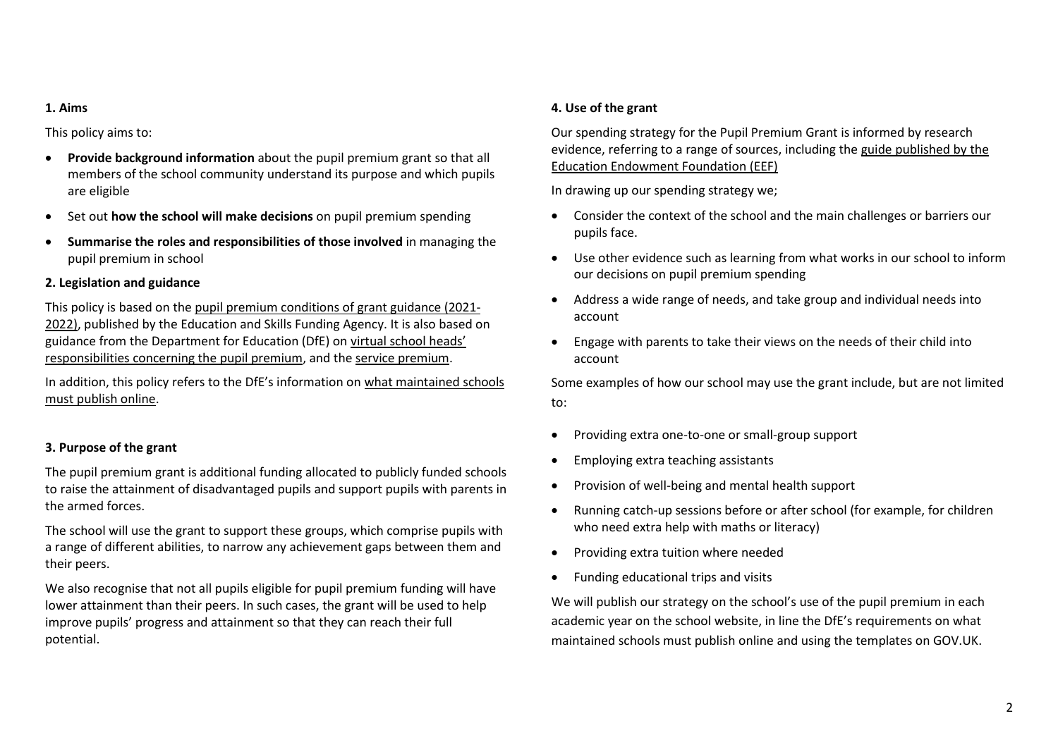**1. Aims**

This policy aims to:

- **Provide background information** about the pupil premium grant so that all members of the school community understand its purpose and which pupils are eligible
- Set out **how the school will make decisions** on pupil premium spending
- **Summarise the roles and responsibilities of those involved** in managing the pupil premium in school

**2. Legislation and guidance**

This policy is based on the pupil premium conditions of grant guidance (2021-2022), published by the Education and Skills Funding Agency. It is also based on guidance from the Department for Education (DfE) on virtual school heads' responsibilities concerning the pupil premium, and the service premium.

In addition, this policy refers to the DfE's information on what maintained schools must publish online.

**3. Purpose of the grant**

The pupil premium grant is additional funding allocated to publicly funded schools to raise the attainment of disadvantaged pupils and support pupils with parents in the armed forces.

The school will use the grant to support these groups, which comprise pupils with a range of different abilities, to narrow any achievement gaps between them and their peers.

We also recognise that not all pupils eligible for pupil premium funding will have lower attainment than their peers. In such cases, the grant will be used to help improve pupils' progress and attainment so that they can reach their full potential.

**4. Use of the grant**

Our spending strategy for the Pupil Premium Grant is informed by research evidence, referring to a range of sources, including the guide published by the Education Endowment Foundation (EEF)

In drawing up our spending strategy we;

- Consider the context of the school and the main challenges or barriers our pupils face.
- Use other evidence such as learning from what works in our school to inform our decisions on pupil premium spending
- Address a wide range of needs, and take group and individual needs into account
- Engage with parents to take their views on the needs of their child into account

Some examples of how our school may use the grant include, but are not limited to:

- Providing extra one-to-one or small-group support
- Employing extra teaching assistants
- Provision of well-being and mental health support
- Running catch-up sessions before or after school (for example, for children who need extra help with maths or literacy)
- Providing extra tuition where needed
- Funding educational trips and visits

We will publish our strategy on the school's use of the pupil premium in each academic year on the school website, in line the DfE's requirements on what maintained schools must publish online and using the templates on GOV.UK.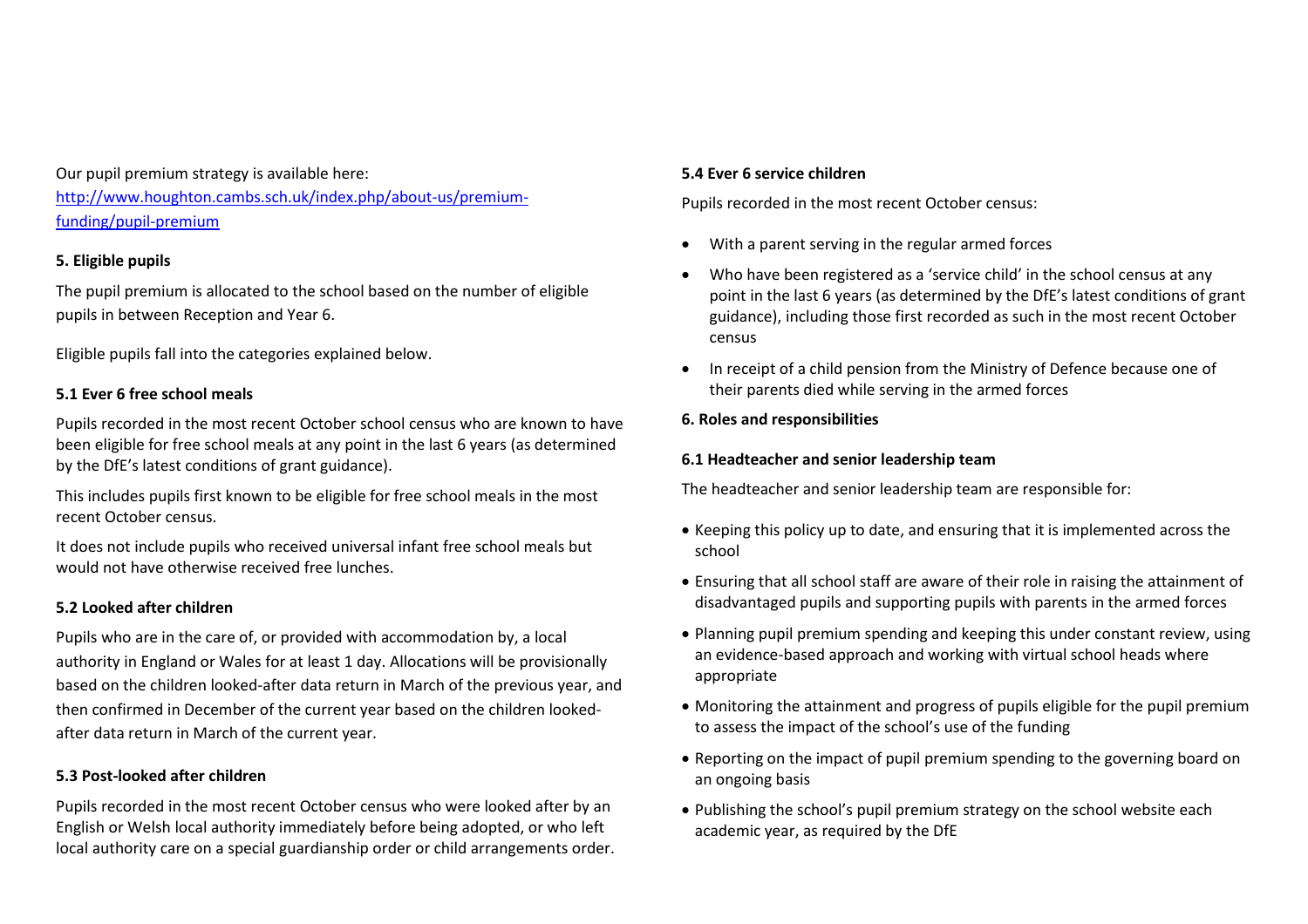Our pupil premium strategy is available here:
[http://www.houghton.cambs.sch.uk/index.php/about-us/premium-funding/pupil-premium](http://www.houghton.cambs.sch.uk/index.php/about-us/premium-funding/pupil-premium)

## 5. Eligible pupils

The pupil premium is allocated to the school based on the number of eligible pupils in between Reception and Year 6.

Eligible pupils fall into the categories explained below.

### 5.1 Ever 6 free school meals

Pupils recorded in the most recent October school census who are known to have been eligible for free school meals at any point in the last 6 years (as determined by the DfE's latest conditions of grant guidance).

This includes pupils first known to be eligible for free school meals in the most recent October census.

It does not include pupils who received universal infant free school meals but would not have otherwise received free lunches.

### 5.2 Looked after children

Pupils who are in the care of, or provided with accommodation by, a local authority in England or Wales for at least 1 day. Allocations will be provisionally based on the children looked-after data return in March of the previous year, and then confirmed in December of the current year based on the children looked-after data return in March of the current year.

### 5.3 Post-looked after children

Pupils recorded in the most recent October census who were looked after by an English or Welsh local authority immediately before being adopted, or who left local authority care on a special guardianship order or child arrangements order.

### 5.4 Ever 6 service children

Pupils recorded in the most recent October census:

- With a parent serving in the regular armed forces
- Who have been registered as a 'service child' in the school census at any point in the last 6 years (as determined by the DfE's latest conditions of grant guidance), including those first recorded as such in the most recent October census
- In receipt of a child pension from the Ministry of Defence because one of their parents died while serving in the armed forces

## 6. Roles and responsibilities

### 6.1 Headteacher and senior leadership team

The headteacher and senior leadership team are responsible for:

- Keeping this policy up to date, and ensuring that it is implemented across the school
- Ensuring that all school staff are aware of their role in raising the attainment of disadvantaged pupils and supporting pupils with parents in the armed forces
- Planning pupil premium spending and keeping this under constant review, using an evidence-based approach and working with virtual school heads where appropriate
- Monitoring the attainment and progress of pupils eligible for the pupil premium to assess the impact of the school's use of the funding
- Reporting on the impact of pupil premium spending to the governing board on an ongoing basis
- Publishing the school's pupil premium strategy on the school website each academic year, as required by the DfE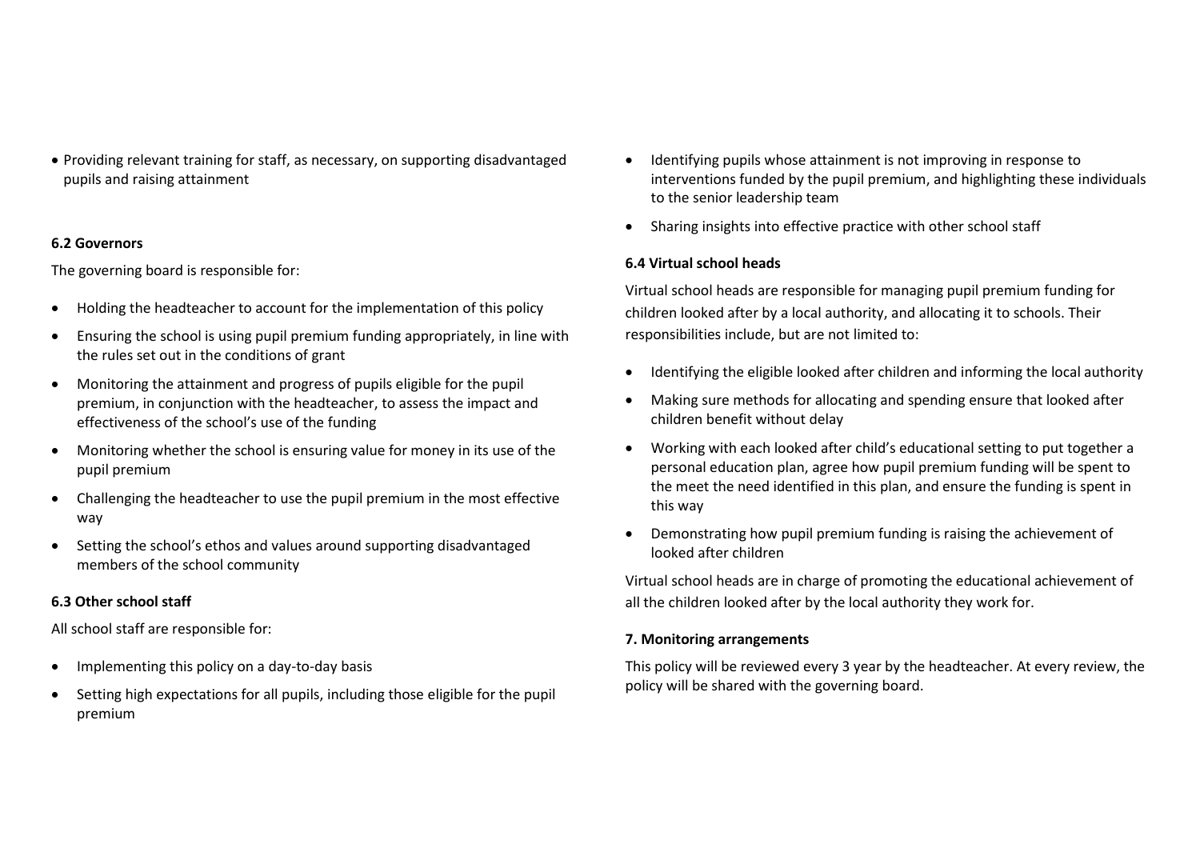- Providing relevant training for staff, as necessary, on supporting disadvantaged pupils and raising attainment

**6.2 Governors**

The governing board is responsible for:

- Holding the headteacher to account for the implementation of this policy
- Ensuring the school is using pupil premium funding appropriately, in line with the rules set out in the conditions of grant
- Monitoring the attainment and progress of pupils eligible for the pupil premium, in conjunction with the headteacher, to assess the impact and effectiveness of the school's use of the funding
- Monitoring whether the school is ensuring value for money in its use of the pupil premium
- Challenging the headteacher to use the pupil premium in the most effective way
- Setting the school's ethos and values around supporting disadvantaged members of the school community

**6.3 Other school staff**

All school staff are responsible for:

- Implementing this policy on a day-to-day basis
- Setting high expectations for all pupils, including those eligible for the pupil premium
- Identifying pupils whose attainment is not improving in response to interventions funded by the pupil premium, and highlighting these individuals to the senior leadership team
- Sharing insights into effective practice with other school staff

**6.4 Virtual school heads**

Virtual school heads are responsible for managing pupil premium funding for children looked after by a local authority, and allocating it to schools. Their responsibilities include, but are not limited to:

- Identifying the eligible looked after children and informing the local authority
- Making sure methods for allocating and spending ensure that looked after children benefit without delay
- Working with each looked after child's educational setting to put together a personal education plan, agree how pupil premium funding will be spent to the meet the need identified in this plan, and ensure the funding is spent in this way
- Demonstrating how pupil premium funding is raising the achievement of looked after children

Virtual school heads are in charge of promoting the educational achievement of all the children looked after by the local authority they work for.

**7. Monitoring arrangements**

This policy will be reviewed every 3 year by the headteacher. At every review, the policy will be shared with the governing board.